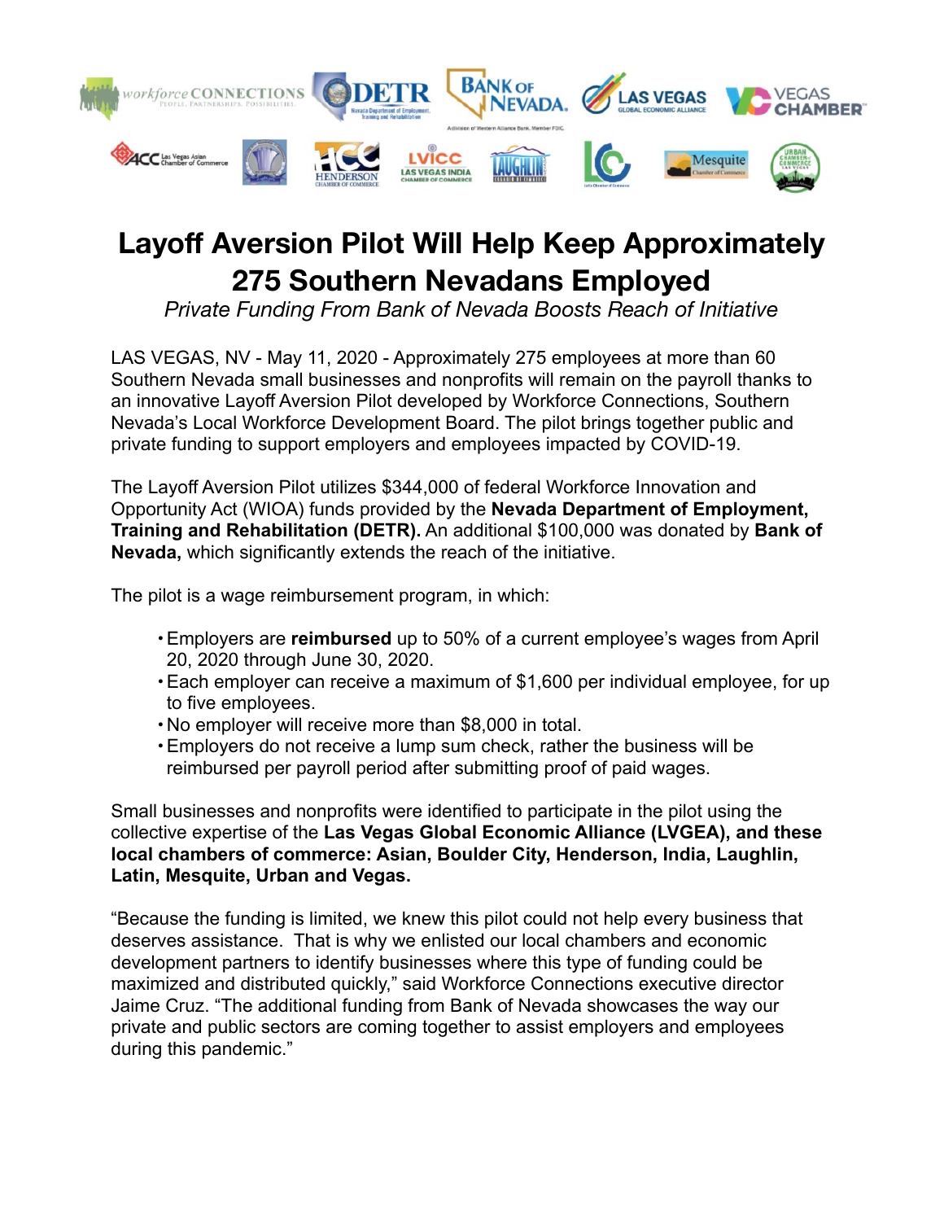# Layoff Aversion Pilot Will Help Keep Approximately 275 Southern Nevadans Employed

*Private Funding From Bank of Nevada Boosts Reach of Initiative*

LAS VEGAS, NV - May 11, 2020 - Approximately 275 employees at more than 60 Southern Nevada small businesses and nonprofits will remain on the payroll thanks to an innovative Layoff Aversion Pilot developed by Workforce Connections, Southern Nevada's Local Workforce Development Board. The pilot brings together public and private funding to support employers and employees impacted by COVID-19.

The Layoff Aversion Pilot utilizes $344,000 of federal Workforce Innovation and Opportunity Act (WIOA) funds provided by the **Nevada Department of Employment, Training and Rehabilitation (DETR).** An additional $100,000 was donated by **Bank of Nevada,** which significantly extends the reach of the initiative.

The pilot is a wage reimbursement program, in which:

- Employers are **reimbursed** up to 50% of a current employee's wages from April 20, 2020 through June 30, 2020.
- Each employer can receive a maximum of $1,600 per individual employee, for up to five employees.
- No employer will receive more than $8,000 in total.
- Employers do not receive a lump sum check, rather the business will be reimbursed per payroll period after submitting proof of paid wages.

Small businesses and nonprofits were identified to participate in the pilot using the collective expertise of the **Las Vegas Global Economic Alliance (LVGEA), and these local chambers of commerce: Asian, Boulder City, Henderson, India, Laughlin, Latin, Mesquite, Urban and Vegas.**

"Because the funding is limited, we knew this pilot could not help every business that deserves assistance. That is why we enlisted our local chambers and economic development partners to identify businesses where this type of funding could be maximized and distributed quickly," said Workforce Connections executive director Jaime Cruz. "The additional funding from Bank of Nevada showcases the way our private and public sectors are coming together to assist employers and employees during this pandemic."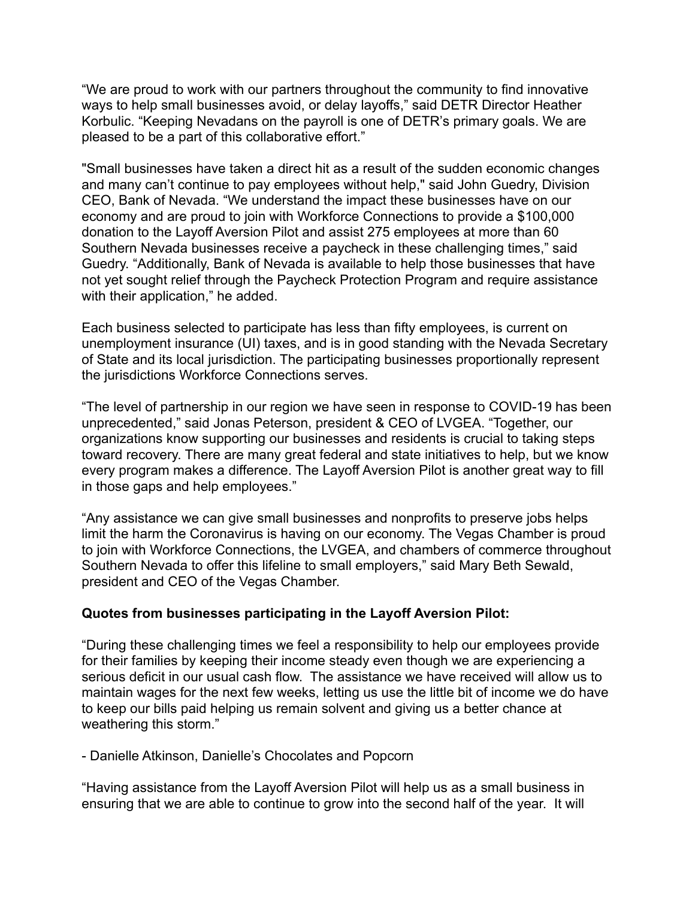"We are proud to work with our partners throughout the community to find innovative ways to help small businesses avoid, or delay layoffs," said DETR Director Heather Korbulic. "Keeping Nevadans on the payroll is one of DETR's primary goals. We are pleased to be a part of this collaborative effort."

"Small businesses have taken a direct hit as a result of the sudden economic changes and many can't continue to pay employees without help," said John Guedry, Division CEO, Bank of Nevada. "We understand the impact these businesses have on our economy and are proud to join with Workforce Connections to provide a $100,000 donation to the Layoff Aversion Pilot and assist 275 employees at more than 60 Southern Nevada businesses receive a paycheck in these challenging times," said Guedry. "Additionally, Bank of Nevada is available to help those businesses that have not yet sought relief through the Paycheck Protection Program and require assistance with their application," he added.

Each business selected to participate has less than fifty employees, is current on unemployment insurance (UI) taxes, and is in good standing with the Nevada Secretary of State and its local jurisdiction. The participating businesses proportionally represent the jurisdictions Workforce Connections serves.

"The level of partnership in our region we have seen in response to COVID-19 has been unprecedented," said Jonas Peterson, president & CEO of LVGEA. "Together, our organizations know supporting our businesses and residents is crucial to taking steps toward recovery. There are many great federal and state initiatives to help, but we know every program makes a difference. The Layoff Aversion Pilot is another great way to fill in those gaps and help employees."

"Any assistance we can give small businesses and nonprofits to preserve jobs helps limit the harm the Coronavirus is having on our economy. The Vegas Chamber is proud to join with Workforce Connections, the LVGEA, and chambers of commerce throughout Southern Nevada to offer this lifeline to small employers," said Mary Beth Sewald, president and CEO of the Vegas Chamber.

**Quotes from businesses participating in the Layoff Aversion Pilot:**

"During these challenging times we feel a responsibility to help our employees provide for their families by keeping their income steady even though we are experiencing a serious deficit in our usual cash flow. The assistance we have received will allow us to maintain wages for the next few weeks, letting us use the little bit of income we do have to keep our bills paid helping us remain solvent and giving us a better chance at weathering this storm."

- Danielle Atkinson, Danielle's Chocolates and Popcorn

"Having assistance from the Layoff Aversion Pilot will help us as a small business in ensuring that we are able to continue to grow into the second half of the year. It will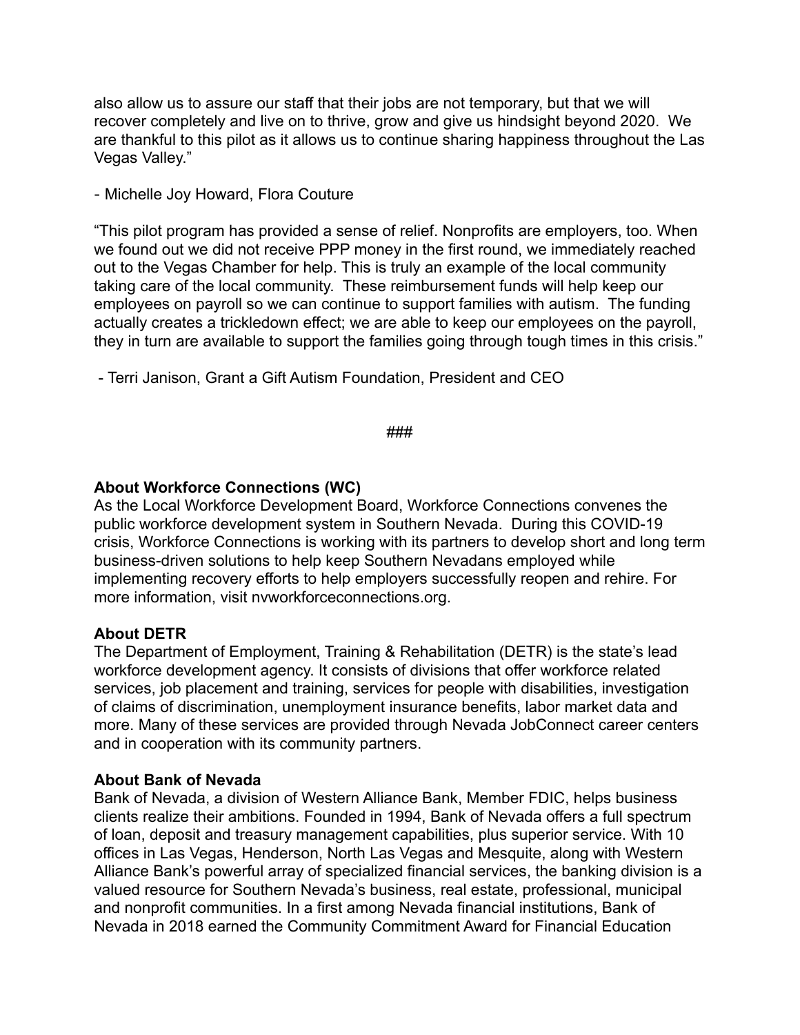also allow us to assure our staff that their jobs are not temporary, but that we will recover completely and live on to thrive, grow and give us hindsight beyond 2020. We are thankful to this pilot as it allows us to continue sharing happiness throughout the Las Vegas Valley."

- Michelle Joy Howard, Flora Couture

"This pilot program has provided a sense of relief. Nonprofits are employers, too. When we found out we did not receive PPP money in the first round, we immediately reached out to the Vegas Chamber for help. This is truly an example of the local community taking care of the local community. These reimbursement funds will help keep our employees on payroll so we can continue to support families with autism. The funding actually creates a trickledown effect; we are able to keep our employees on the payroll, they in turn are available to support the families going through tough times in this crisis."

- Terri Janison, Grant a Gift Autism Foundation, President and CEO

###

**About Workforce Connections (WC)**
As the Local Workforce Development Board, Workforce Connections convenes the public workforce development system in Southern Nevada. During this COVID-19 crisis, Workforce Connections is working with its partners to develop short and long term business-driven solutions to help keep Southern Nevadans employed while implementing recovery efforts to help employers successfully reopen and rehire. For more information, visit nvworkforceconnections.org.

**About DETR**
The Department of Employment, Training & Rehabilitation (DETR) is the state's lead workforce development agency. It consists of divisions that offer workforce related services, job placement and training, services for people with disabilities, investigation of claims of discrimination, unemployment insurance benefits, labor market data and more. Many of these services are provided through Nevada JobConnect career centers and in cooperation with its community partners.

**About Bank of Nevada**
Bank of Nevada, a division of Western Alliance Bank, Member FDIC, helps business clients realize their ambitions. Founded in 1994, Bank of Nevada offers a full spectrum of loan, deposit and treasury management capabilities, plus superior service. With 10 offices in Las Vegas, Henderson, North Las Vegas and Mesquite, along with Western Alliance Bank's powerful array of specialized financial services, the banking division is a valued resource for Southern Nevada's business, real estate, professional, municipal and nonprofit communities. In a first among Nevada financial institutions, Bank of Nevada in 2018 earned the Community Commitment Award for Financial Education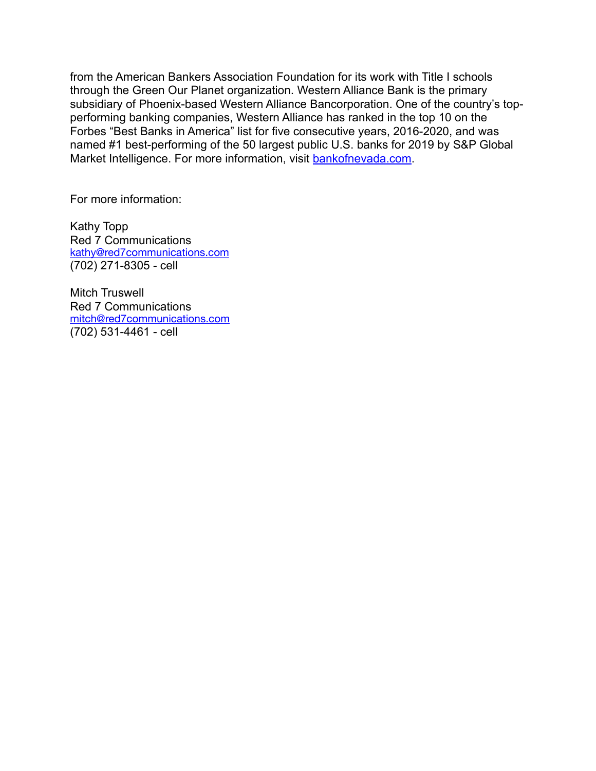from the American Bankers Association Foundation for its work with Title I schools through the Green Our Planet organization. Western Alliance Bank is the primary subsidiary of Phoenix-based Western Alliance Bancorporation. One of the country's top-performing banking companies, Western Alliance has ranked in the top 10 on the Forbes "Best Banks in America" list for five consecutive years, 2016-2020, and was named #1 best-performing of the 50 largest public U.S. banks for 2019 by S&P Global Market Intelligence. For more information, visit [bankofnevada.com](bankofnevada.com).

For more information:

Kathy Topp
Red 7 Communications
[kathy@red7communications.com](mailto:kathy@red7communications.com)
(702) 271-8305 - cell

Mitch Truswell
Red 7 Communications
[mitch@red7communications.com](mailto:mitch@red7communications.com)
(702) 531-4461 - cell